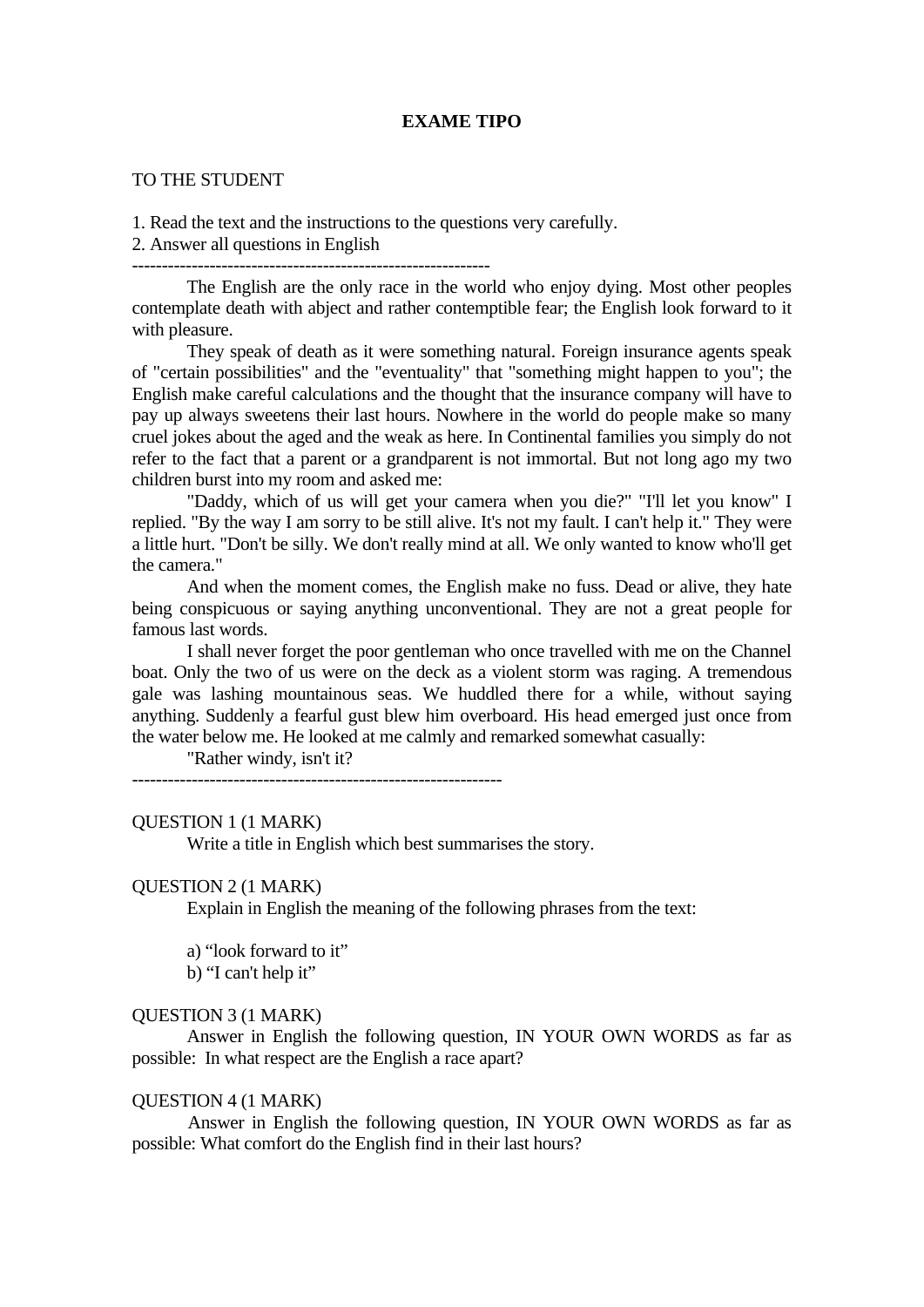# EXAME TIPO

TO THE STUDENT

1. Read the text and the instructions to the questions very carefully.
2. Answer all questions in English

---

The English are the only race in the world who enjoy dying. Most other peoples contemplate death with abject and rather contemptible fear; the English look forward to it with pleasure.

They speak of death as it were something natural. Foreign insurance agents speak of "certain possibilities" and the "eventuality" that "something might happen to you"; the English make careful calculations and the thought that the insurance company will have to pay up always sweetens their last hours. Nowhere in the world do people make so many cruel jokes about the aged and the weak as here. In Continental families you simply do not refer to the fact that a parent or a grandparent is not immortal. But not long ago my two children burst into my room and asked me:

"Daddy, which of us will get your camera when you die?" "I'll let you know" I replied. "By the way I am sorry to be still alive. It's not my fault. I can't help it." They were a little hurt. "Don't be silly. We don't really mind at all. We only wanted to know who'll get the camera."

And when the moment comes, the English make no fuss. Dead or alive, they hate being conspicuous or saying anything unconventional. They are not a great people for famous last words.

I shall never forget the poor gentleman who once travelled with me on the Channel boat. Only the two of us were on the deck as a violent storm was raging. A tremendous gale was lashing mountainous seas. We huddled there for a while, without saying anything. Suddenly a fearful gust blew him overboard. His head emerged just once from the water below me. He looked at me calmly and remarked somewhat casually:

"Rather windy, isn't it?

---

QUESTION 1 (1 MARK)

Write a title in English which best summarises the story.

QUESTION 2 (1 MARK)

Explain in English the meaning of the following phrases from the text:

a) “look forward to it”
b) “I can't help it”

QUESTION 3 (1 MARK)

Answer in English the following question, IN YOUR OWN WORDS as far as possible: In what respect are the English a race apart?

QUESTION 4 (1 MARK)

Answer in English the following question, IN YOUR OWN WORDS as far as possible: What comfort do the English find in their last hours?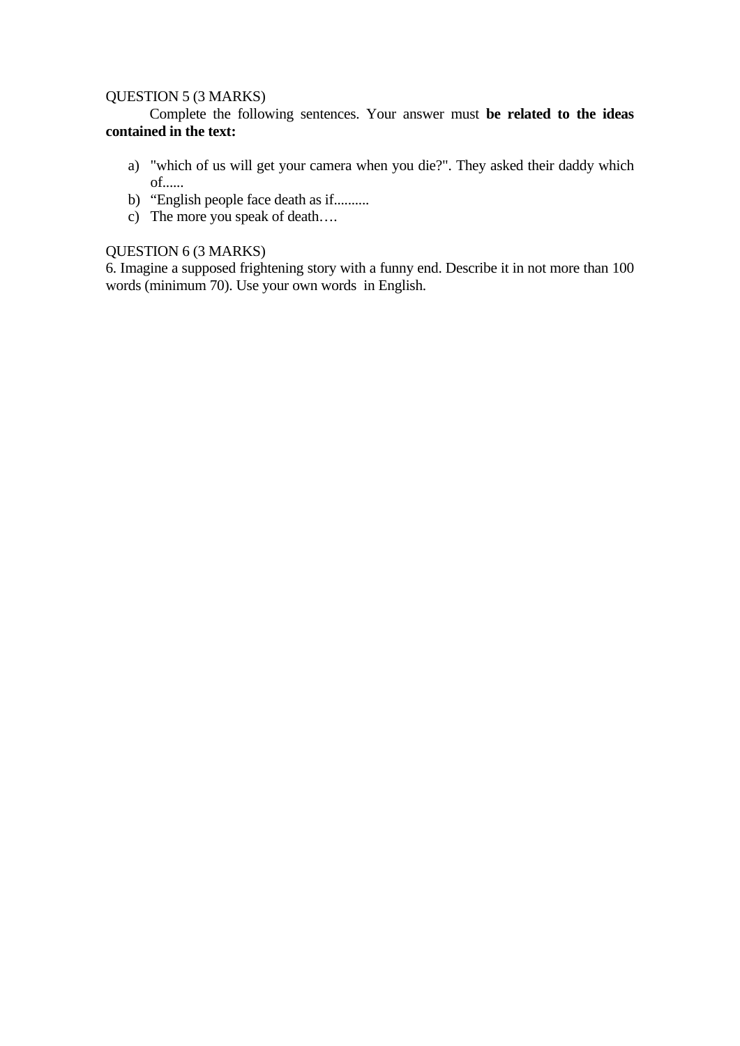QUESTION 5 (3 MARKS)

Complete the following sentences. Your answer must **be related to the ideas contained in the text:**

a) "which of us will get your camera when you die?". They asked their daddy which of......
b) "English people face death as if..........
c) The more you speak of death….

QUESTION 6 (3 MARKS)

6. Imagine a supposed frightening story with a funny end. Describe it in not more than 100 words (minimum 70). Use your own words in English.